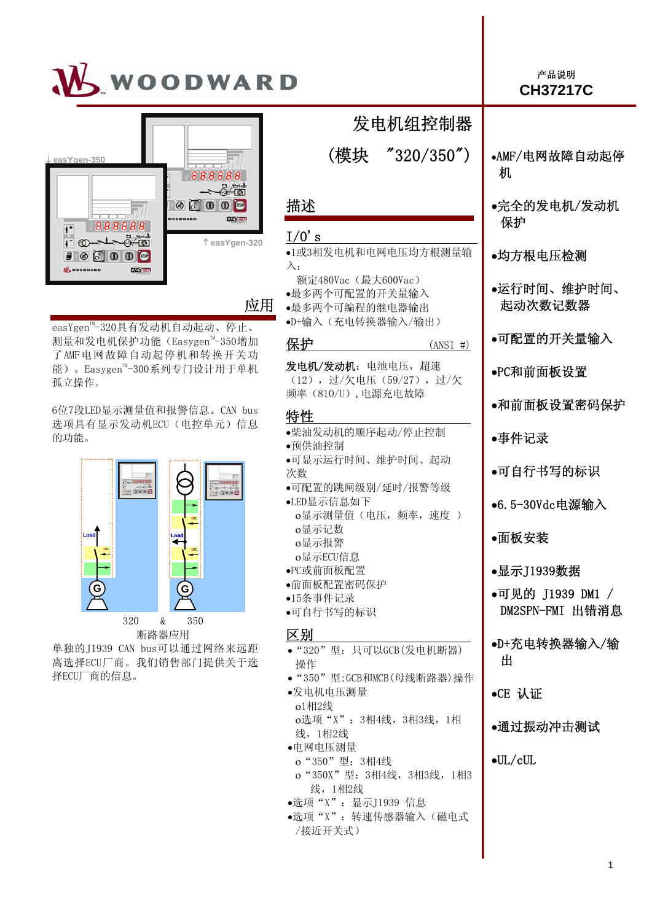产品说明
CH37217C

# 发电机组控制器

## (模块 "320/350")

easYgen-350

easYgen-320

## 应用

easYgen™-320具有发动机自动起动、停止、测量和发电机保护功能（Easygen™-350增加了AMF电网故障自动起停机和转换开关功能）。Easygen™-300系列专门设计用于单机孤立操作。

6位7段LED显示测量值和报警信息。CAN bus选项具有显示发动机ECU（电控单元）信息的功能。

320 & 350

断路器应用

单独的J1939 CAN bus可以通过网络来远距离选择ECU厂商。我们销售部门提供关于选择ECU厂商的信息。

## 描述

### I/O's

- 1或3相发电机和电网电压均方根测量输入：
  额定480Vac（最大600Vac）
- 最多两个可配置的开关量输入
- 最多两个可编程的继电器输出
- D+输入（充电转换器输入/输出）

### 保护 (ANSI #)

**发电机/发动机**：电池电压，超速（12），过/欠电压（59/27），过/欠频率（810/U），电源充电故障

### 特性

- 柴油发动机的顺序起动/停止控制
- 预供油控制
- 可显示运行时间、维护时间、起动次数
- 可配置的跳闸级别/延时/报警等级
- LED显示信息如下
  - o显示测量值（电压，频率，速度 ）
  - o显示记数
  - o显示报警
  - o显示ECU信息
- PC或前面板配置
- 前面板配置密码保护
- 15条事件记录
- 可自行书写的标识

### 区别

- "320"型：只可以GCB(发电机断器)操作
- "350"型:GCB和MCB(母线断路器)操作
- 发电机电压测量
  - o1相2线
  - o选项"X"：3相4线，3相3线，1相线，1相2线
- 电网电压测量
  - o"350"型：3相4线
  - o"350X"型：3相4线，3相3线，1相3线，1相2线
- 选项"X"：显示J1939 信息
- 选项"X"：转速传感器输入（磁电式/接近开关式）

- AMF/电网故障自动起停机
- 完全的发电机/发动机保护
- 均方根电压检测
- 运行时间、维护时间、起动次数记数器
- 可配置的开关量输入
- PC和前面板设置
- 和前面板设置密码保护
- 事件记录
- 可自行书写的标识
- 6.5-30Vdc电源输入
- 面板安装
- 显示J1939数据
- 可见的 J1939 DM1 / DM2SPN-FMI 出错消息
- D+充电转换器输入/输出
- CE 认证
- 通过振动冲击测试
- UL/cUL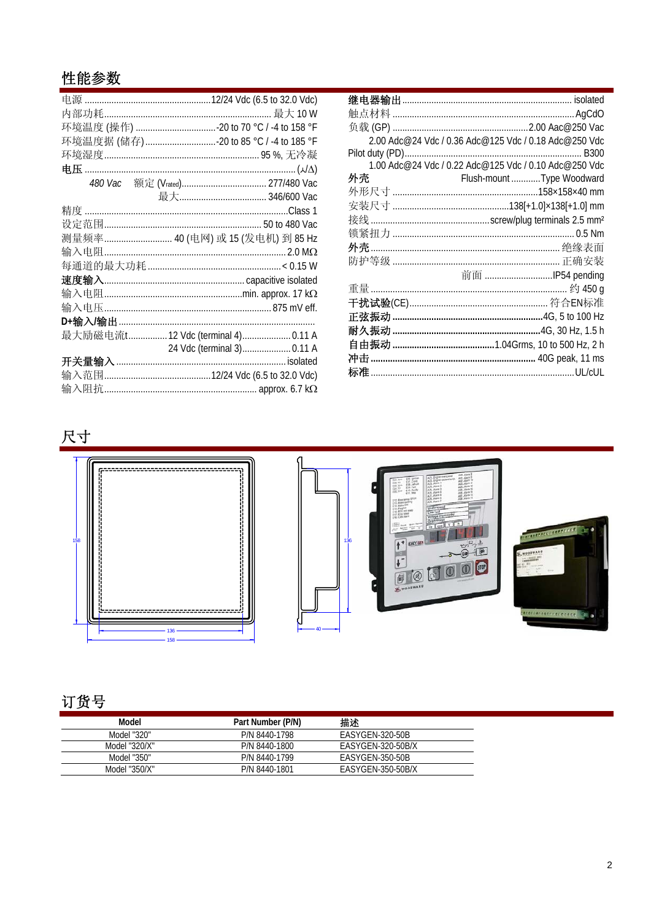## 性能参数

电源 ....................................................12/24 Vdc (6.5 to 32.0 Vdc)
内部功耗.................................................................. 最大 10 W
环境温度 (操作) ................................-20 to 70 °C / -4 to 158 °F
环境温度据 (储存).............................-20 to 85 °C / -4 to 185 °F
环境湿度............................................................ 95 %, 无冷凝
**电压** ............................................................................ (⅄/Δ)
*480 Vac* 额定 ($V_{rated}$)................................... 277/480 Vac
最大................................... 346/600 Vac
精度 ..........................................................................Class 1
设定范围................................................................ 50 to 480 Vac
测量频率........................... 40 (电网) 或 15 (发电机) 到 85 Hz
输入电阻........................................................................ 2.0 MΩ
每通道的最大功耗 ................................................... < 0.15 W
**速度输入**................................................... capacitive isolated
输入电阻..................................................min. approx. 17 kΩ
输入电压.................................................................. 875 mV eff.
**D+输入/输出** ...........................................................................
最大励磁电流t................ 12 Vdc (terminal 4).................... 0.11 A
24 Vdc (terminal 3).................... 0.11 A
**开关量输入** ..................................................................... isolated
输入范围...........................................12/24 Vdc (6.5 to 32.0 Vdc)
输入阻抗................................................................ approx. 6.7 kΩ

**继电器输出** ........................................................................ isolated
触点材料 ........................................................................... AgCdO
负载 (GP) .......................................................2.00 Aac@250 Vac
2.00 Adc@24 Vdc / 0.36 Adc@125 Vdc / 0.18 Adc@250 Vdc
Pilot duty (PD)....................................................................... B300
1.00 Adc@24 Vdc / 0.22 Adc@125 Vdc / 0.10 Adc@250 Vdc
**外壳** Flush-mount ............Type Woodward
外形尺寸 ........................................................... 158×158×40 mm
安装尺寸 ...............................................138[+1.0]×138[+1.0] mm
接线 ..............................................screw/plug terminals 2.5 mm²
锁紧扭力 ............................................................................ 0.5 Nm
**外壳**......................................................................... 绝缘表面
防护等级 ........................................................................ 正确安装
前面 ............................IP54 pending
重量................................................................................... 约 450 g
**干扰试验**(CE)........................................................ 符合EN标准
**正弦振动** ...........................................................4G, 5 to 100 Hz
**耐久振动** ............................................................4G, 30 Hz, 1.5 h
**自由振动** ..........................................1.04Grms, 10 to 500 Hz, 2 h
**冲击** ........................................................................ 40G peak, 11 ms
**标准** ............................................................................... UL/cUL

## 尺寸

## 订货号

| Model | Part Number (P/N) | 描述 |
|---|---|---|
| Model "320" | P/N 8440-1798 | EASYGEN-320-50B |
| Model "320/X" | P/N 8440-1800 | EASYGEN-320-50B/X |
| Model "350" | P/N 8440-1799 | EASYGEN-350-50B |
| Model "350/X" | P/N 8440-1801 | EASYGEN-350-50B/X |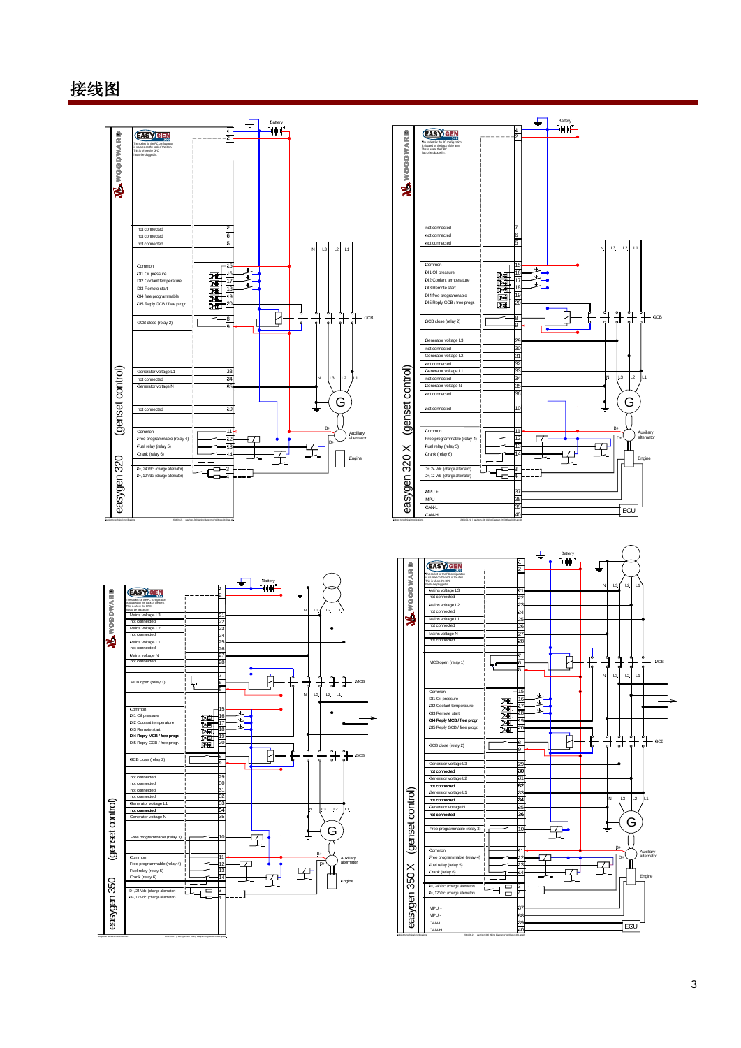# 接线图

**easygen 320 (genset control)**

| Function | Terminal |
|---|---|
| Battery | 1, 2 |
| not connected | 7 |
| not connected | 6 |
| not connected | 5 |
| Common | 15 |
| DI1 Oil pressure | 16 |
| DI2 Coolant temperature | 17 |
| DI3 Remote start | 18 |
| DI4 free programmable | 19 |
| DI5 Reply GCB / free progr. | 20 |
| GCB close (relay 2) | 8, 9 |
| Generator voltage L1 | 33 |
| not connected | 34 |
| Generator voltage N | 35 |
| not connected | 10 |
| Common | 11 |
| Free programmable (relay 4) | 12 |
| Fuel relay (relay 5) | 13 |
| Crank (relay 6) | 14 |
| D+, 24 Vdc (charge alternator) | 3 |
| D+, 12 Vdc (charge alternator) | 4 |

**easygen 320-X (genset control)**

| Function | Terminal |
|---|---|
| Battery | 1, 2 |
| not connected | 7 |
| not connected | 6 |
| not connected | 5 |
| Common | 15 |
| DI1 Oil pressure | 16 |
| DI2 Coolant temperature | 17 |
| DI3 Remote start | 18 |
| DI4 free programmable | 19 |
| DI5 Reply GCB / free progr. | 20 |
| GCB close (relay 2) | 8, 9 |
| Generator voltage L3 | 29 |
| not connected | 30 |
| Generator voltage L2 | 31 |
| not connected | 32 |
| Generator voltage L1 | 33 |
| not connected | 34 |
| Generator voltage N | 35 |
| not connected | 36 |
| not connected | 10 |
| Common | 11 |
| Free programmable (relay 4) | 12 |
| Fuel relay (relay 5) | 13 |
| Crank (relay 6) | 14 |
| D+, 24 Vdc (charge alternator) | 3 |
| D+, 12 Vdc (charge alternator) | 4 |
| MPU + | 37 |
| MPU - | 38 |
| CAN-L | 39 |
| CAN-H | 40 |

**easygen 350 (genset control)**

| Function | Terminal |
|---|---|
| Battery | 1, 2 |
| Mains voltage L3 | 21 |
| not connected | 22 |
| Mains voltage L2 | 23 |
| not connected | 24 |
| Mains voltage L1 | 25 |
| not connected | 26 |
| Mains voltage N | 27 |
| not connected | 28 |
| MCB open (relay 1) | 7, 6, 5 |
| Common | 15 |
| DI1 Oil pressure | 16 |
| DI2 Coolant temperature | 17 |
| DI3 Remote start | 18 |
| DI4 Reply MCB / free progr. | 19 |
| DI5 Reply GCB / free progr. | 20 |
| GCB close (relay 2) | 8, 9 |
| not connected | 29 |
| not connected | 30 |
| not connected | 31 |
| not connected | 32 |
| Generator voltage L1 | 33 |
| not connected | 34 |
| Generator voltage N | 35 |
| Free programmable (relay 3) | 10 |
| Common | 11 |
| Free programmable (relay 4) | 12 |
| Fuel relay (relay 5) | 13 |
| Crank (relay 6) | 14 |
| D+, 24 Vdc (charge alternator) | 3 |
| D+, 12 Vdc (charge alternator) | 4 |

**easygen 350-X (genset control)**

| Function | Terminal |
|---|---|
| Battery | 1, 2 |
| Mains voltage L3 | 21 |
| not connected | 22 |
| Mains voltage L2 | 23 |
| not connected | 24 |
| Mains voltage L1 | 25 |
| not connected | 26 |
| Mains voltage N | 27 |
| not connected | 28 |
| MCB open (relay 1) | 7, 6, 5 |
| Common | 15 |
| DI1 Oil pressure | 16 |
| DI2 Coolant temperature | 17 |
| DI3 Remote start | 18 |
| DI4 Reply MCB / free progr. | 19 |
| DI5 Reply GCB / free progr. | 20 |
| GCB close (relay 2) | 8, 9 |
| Generator voltage L3 | 29 |
| not connected | 30 |
| Generator voltage L2 | 31 |
| not connected | 32 |
| Generator voltage L1 | 33 |
| not connected | 34 |
| Generator voltage N | 35 |
| not connected | 36 |
| Free programmable (relay 3) | 10 |
| Common | 11 |
| Free programmable (relay 4) | 12 |
| Fuel relay (relay 5) | 13 |
| Crank (relay 6) | 14 |
| D+, 24 Vdc (charge alternator) | 3 |
| D+, 12 Vdc (charge alternator) | 4 |
| MPU + | 37 |
| MPU - | 38 |
| CAN-L | 39 |
| CAN-H | 40 |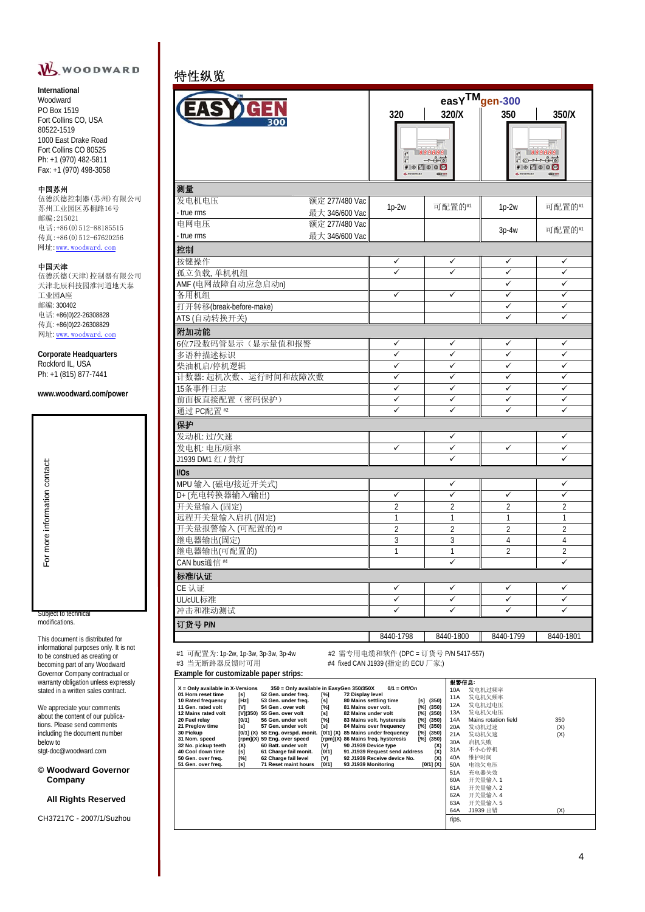**WOODWARD**

**International**
Woodward
PO Box 1519
Fort Collins CO, USA
80522-1519
1000 East Drake Road
Fort Collins CO 80525
Ph: +1 (970) 482-5811
Fax: +1 (970) 498-3058

**中国苏州**
伍德沃德控制器(苏州)有限公司
苏州工业园区苏桐路16号
邮编:215021
电话:+86(0)512-88185515
传真:+86(0)512-67620256
网址:www.woodward.com

**中国天津**
伍德沃德(天津)控制器有限公司
天津北辰科技园淮河道地天泰
工业园A座
邮编: 300402
电话: +86(0)22-26308828
传真: +86(0)22-26308829
网址: www.woodward.com

**Corporate Headquarters**
Rockford IL, USA
Ph: +1 (815) 877-7441

**www.woodward.com/power**

For more information contact:

Subject to technical modifications.

This document is distributed for informational purposes only. It is not to be construed as creating or becoming part of any Woodward Governor Company contractual or warranty obligation unless expressly stated in a written sales contract.

We appreciate your comments about the content of our publications. Please send comments including the document number below to stgt-doc@woodward.com

**© Woodward Governor Company**

**All Rights Reserved**

CH37217C - 2007/1/Suzhou

# 特性纵览

| EASYGEN 300 | | easYTMgen-300 320 | 320/X | 350 | 350/X |
|---|---|---|---|---|---|
| **测量** | | | | | |
| 发电机电压 - true rms | 额定 277/480 Vac 最大 346/600 Vac | 1p-2w | 可配置的#1 | 1p-2w | 可配置的#1 |
| 电网电压 - true rms | 额定 277/480 Vac 最大 346/600 Vac | | | 3p-4w | 可配置的#1 |
| **控制** | | | | | |
| 按键操作 | | ✓ | ✓ | ✓ | ✓ |
| 孤立负载, 单机机组 | | ✓ | ✓ | ✓ | ✓ |
| AMF (电网故障自动应急启动n) | | | | ✓ | ✓ |
| 备用机组 | | ✓ | ✓ | ✓ | ✓ |
| 打开转移(break-before-make) | | | | ✓ | ✓ |
| ATS (自动转换开关) | | | | ✓ | ✓ |
| **附加功能** | | | | | |
| 6位7段数码管显示（显示量值和报警 | | ✓ | ✓ | ✓ | ✓ |
| 多语种描述标识 | | ✓ | ✓ | ✓ | ✓ |
| 柴油机启/停机逻辑 | | ✓ | ✓ | ✓ | ✓ |
| 计数器: 起机次数、运行时间和故障次数 | | ✓ | ✓ | ✓ | ✓ |
| 15条事件日志 | | ✓ | ✓ | ✓ | ✓ |
| 前面板直接配置（密码保护） | | ✓ | ✓ | ✓ | ✓ |
| 通过 PC配置 #2 | | ✓ | ✓ | ✓ | ✓ |
| **保护** | | | | | |
| 发动机: 过/欠速 | | | ✓ | | ✓ |
| 发电机: 电压/频率 | | ✓ | ✓ | ✓ | ✓ |
| J1939 DM1 红 / 黄灯 | | | ✓ | | ✓ |
| **I/Os** | | | | | |
| MPU 输入 (磁电/接近开关式) | | | ✓ | | ✓ |
| D+ (充电转换器输入/输出) | | ✓ | ✓ | ✓ | ✓ |
| 开关量输入 (固定) | | 2 | 2 | 2 | 2 |
| 远程开关量输入启机 (固定) | | 1 | 1 | 1 | 1 |
| 开关量报警输入 (可配置的) #3 | | 2 | 2 | 2 | 2 |
| 继电器输出(固定) | | 3 | 3 | 4 | 4 |
| 继电器输出(可配置的) | | 1 | 1 | 2 | 2 |
| CAN bus通信 #4 | | | ✓ | | ✓ |
| **标准/认证** | | | | | |
| CE 认证 | | ✓ | ✓ | ✓ | ✓ |
| UL/cUL标准 | | ✓ | ✓ | ✓ | ✓ |
| 冲击和推动测试 | | ✓ | ✓ | ✓ | ✓ |
| **订货号 P/N** | | | | | |
| | | 8440-1798 | 8440-1800 | 8440-1799 | 8440-1801 |

#1 可配置为: 1p-2w, 1p-3w, 3p-3w, 3p-4w
#2 需专用电缆和软件 (DPC = 订货号 P/N 5417-557)
#3 当无断路器反馈时可用
#4 fixed CAN J1939 (指定的 ECU 厂家;)

**Example for customizable paper strips:**

X = Only available in X-Versions 350 = Only available in EasyGen 350/350X 0/1 = Off/On

| | | | | | | | |
|---|---|---|---|---|---|---|---|
| 01 Horn reset time | [s] | 52 Gen. under freq. | [%] | 72 Display level | | | |
| 10 Rated frequency | [Hz] | 53 Gen. under freq. | [s] | 80 Mains settling time | [s] | (350) |
| 11 Gen. rated volt | [V] | 54 Gen . over volt | [%] | 81 Mains over volt. | [%] | (350) |
| 12 Mains rated volt | [V](350) | 55 Gen. over volt | [s] | 82 Mains under volt | [%] | (350) |
| 20 Fuel relay | [0/1] | 56 Gen. under volt | [%] | 83 Mains volt. hysteresis | [%] | (350) |
| 21 Preglow time | [s] | 57 Gen. under volt | [s] | 84 Mains over frequency | [%] | (350) |
| 30 Pickup | [0/1] (X) | 58 Eng. ovrspd. monit. | [0/1] (X) | 85 Mains under frequency | [%] | (350) |
| 31 Nom. speed | [rpm](X) | 59 Eng. over speed | [rpm](X) | 86 Mains freq. hysteresis | [%] | (350) |
| 32 No. pickup teeth | (X) | 60 Batt. under volt | [V] | 90 J1939 Device type | | (X) |
| 40 Cool down time | [s] | 61 Charge fail monit. | [0/1] | 91 J1939 Request send address | | (X) |
| 50 Gen. over freq. | [%] | 62 Charge fail level | [V] | 92 J1939 Receive device No. | | (X) |
| 51 Gen. over freq. | [s] | 71 Reset maint hours | [0/1] | 93 J1939 Monitoring | [0/1] | (X) |

报警信息:

| | | |
|---|---|---|
| 10A | 发电机过频率 | |
| 11A | 发电机欠频率 | |
| 12A | 发电机过电压 | |
| 13A | 发电机欠电压 | |
| 14A | Mains rotation field | 350 |
| 20A | 发动机过速 | (X) |
| 21A | 发动机欠速 | (X) |
| 30A | 启机失败 | |
| 31A | 不小心停机 | |
| 40A | 维护时间 | |
| 50A | 电池欠电压 | |
| 51A | 充电器失效 | |
| 60A | 开关量输入 1 | |
| 61A | 开关量输入 2 | |
| 62A | 开关量输入 4 | |
| 63A | 开关量输入 5 | |
| 64A | J1939 出错 | (X) |

rips.